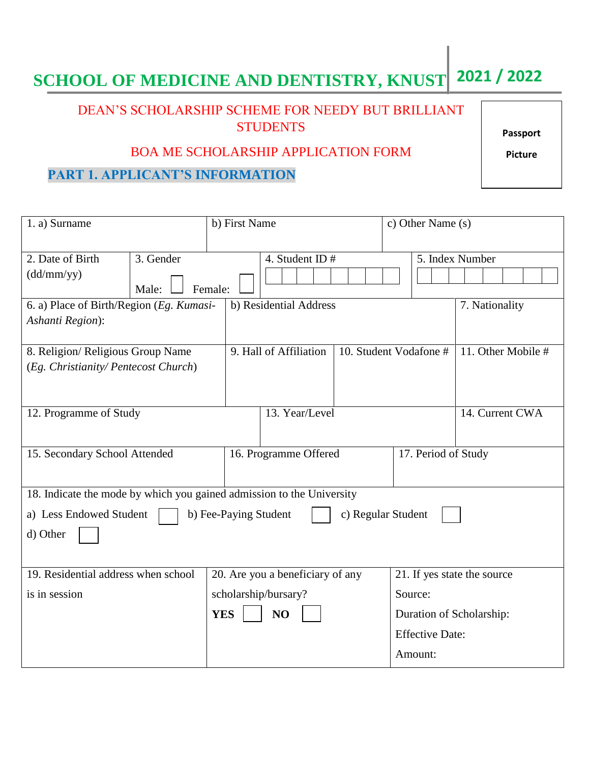# SCHOOL OF MEDICINE AND DENTISTRY, KNUST 2021 / 2022

## DEAN'S SCHOLARSHIP SCHEME FOR NEEDY BUT BRILLIANT STUDENTS

## BOA ME SCHOLARSHIP APPLICATION FORM

Passport Picture

### PART 1. APPLICANT'S INFORMATION

| | | |
|---|---|---|
| 1. a) Surname | b) First Name | c) Other Name (s) |

| | | | |
|---|---|---|---|
| 2. Date of Birth (dd/mm/yy) | 3. Gender<br>Male: ☐ Female: ☐ | 4. Student ID # | 5. Index Number |

| | | |
|---|---|---|
| 6. a) Place of Birth/Region (*Eg. Kumasi-Ashanti Region*): | b) Residential Address | 7. Nationality |

| | | | |
|---|---|---|---|
| 8. Religion/ Religious Group Name (*Eg. Christianity/ Pentecost Church*) | 9. Hall of Affiliation | 10. Student Vodafone # | 11. Other Mobile # |

| | | |
|---|---|---|
| 12. Programme of Study | 13. Year/Level | 14. Current CWA |

| | | |
|---|---|---|
| 15. Secondary School Attended | 16. Programme Offered | 17. Period of Study |

18. Indicate the mode by which you gained admission to the University

a) Less Endowed Student ☐ b) Fee-Paying Student ☐ c) Regular Student ☐

d) Other ☐

| | | |
|---|---|---|
| 19. Residential address when school is in session | 20. Are you a beneficiary of any scholarship/bursary?<br>**YES** ☐ **NO** ☐ | 21. If yes state the source<br>Source:<br>Duration of Scholarship:<br>Effective Date:<br>Amount: |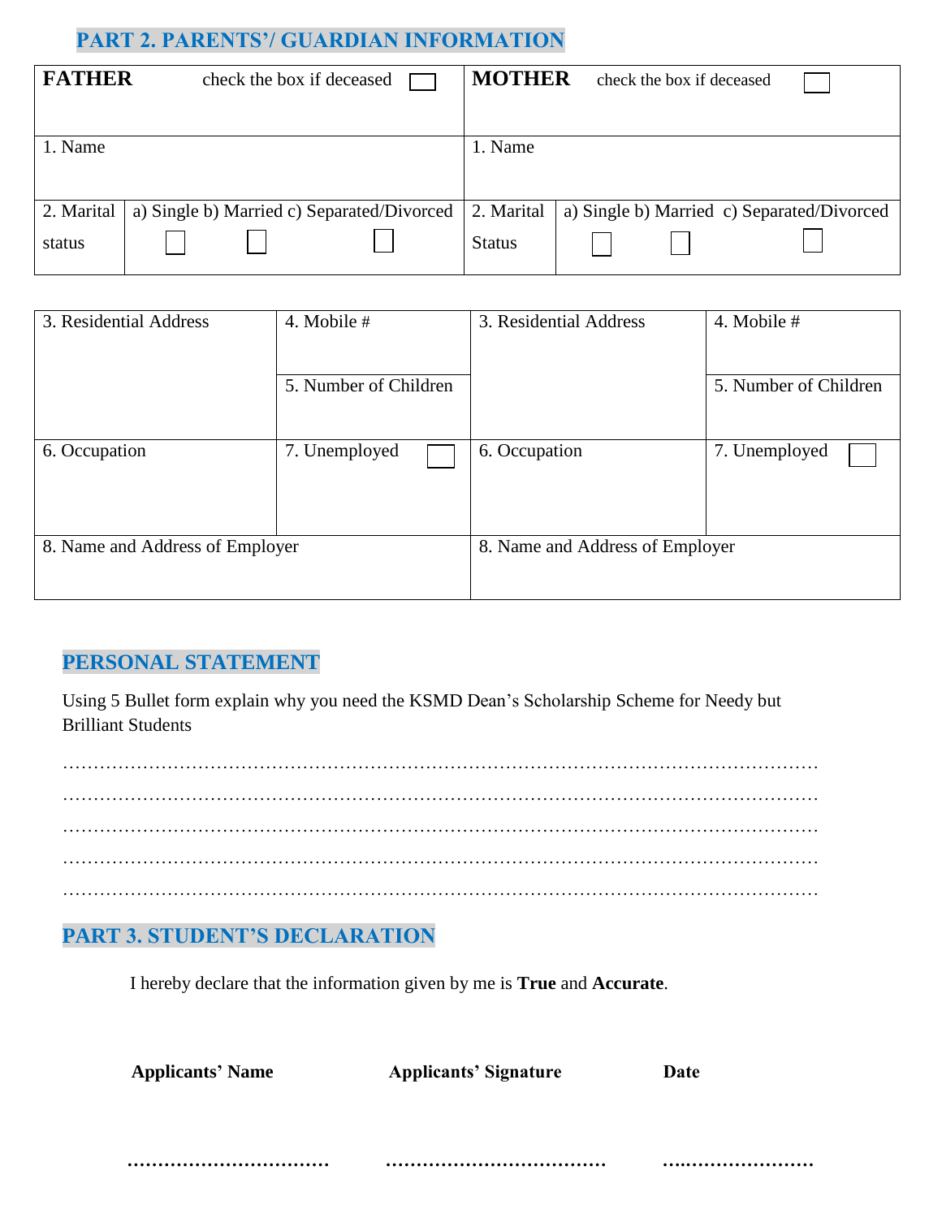## PART 2. PARENTS'/ GUARDIAN INFORMATION

| **FATHER** check the box if deceased ☐ | | **MOTHER** check the box if deceased ☐ | |
|---|---|---|---|
| 1. Name | | 1. Name | |
| 2. Marital status | a) Single ☐ b) Married ☐ c) Separated/Divorced ☐ | 2. Marital Status | a) Single ☐ b) Married ☐ c) Separated/Divorced ☐ |

| 3. Residential Address | 4. Mobile # | 3. Residential Address | 4. Mobile # |
|---|---|---|---|
| | 5. Number of Children | | 5. Number of Children |
| 6. Occupation | 7. Unemployed ☐ | 6. Occupation | 7. Unemployed ☐ |
| 8. Name and Address of Employer | | 8. Name and Address of Employer | |

## PERSONAL STATEMENT

Using 5 Bullet form explain why you need the KSMD Dean's Scholarship Scheme for Needy but Brilliant Students

…………………………………………………………………………………………………………

…………………………………………………………………………………………………………

…………………………………………………………………………………………………………

…………………………………………………………………………………………………………

…………………………………………………………………………………………………………

## PART 3. STUDENT'S DECLARATION

I hereby declare that the information given by me is **True** and **Accurate**.

| **Applicants' Name** | **Applicants' Signature** | **Date** |
|---|---|---|
| …………………………… | ……………………………… | …………………… |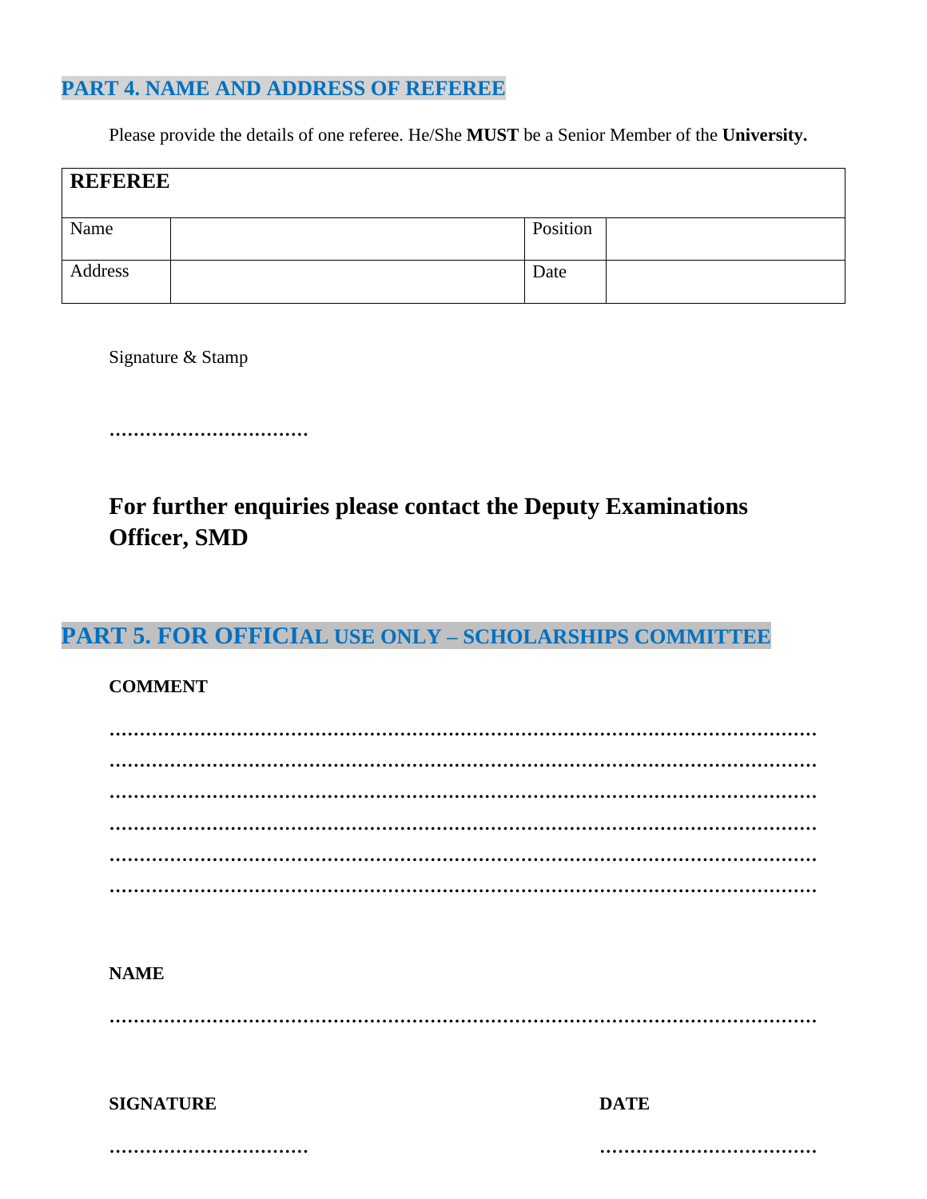## PART 4. NAME AND ADDRESS OF REFEREE

Please provide the details of one referee. He/She **MUST** be a Senior Member of the **University.**

| **REFEREE** | | | |
|---|---|---|---|
| Name | | Position | |
| Address | | Date | |

Signature & Stamp

……………………………

**For further enquiries please contact the Deputy Examinations Officer, SMD**

## PART 5. FOR OFFICIAL USE ONLY – SCHOLARSHIPS COMMITTEE

**COMMENT**

**…………………………………………………………………………………………………**
**…………………………………………………………………………………………………**
**…………………………………………………………………………………………………**
**…………………………………………………………………………………………………**
**…………………………………………………………………………………………………**
**…………………………………………………………………………………………………**

**NAME**

**…………………………………………………………………………………………………**

**SIGNATURE** **DATE**

**……………………………** **………………………………**